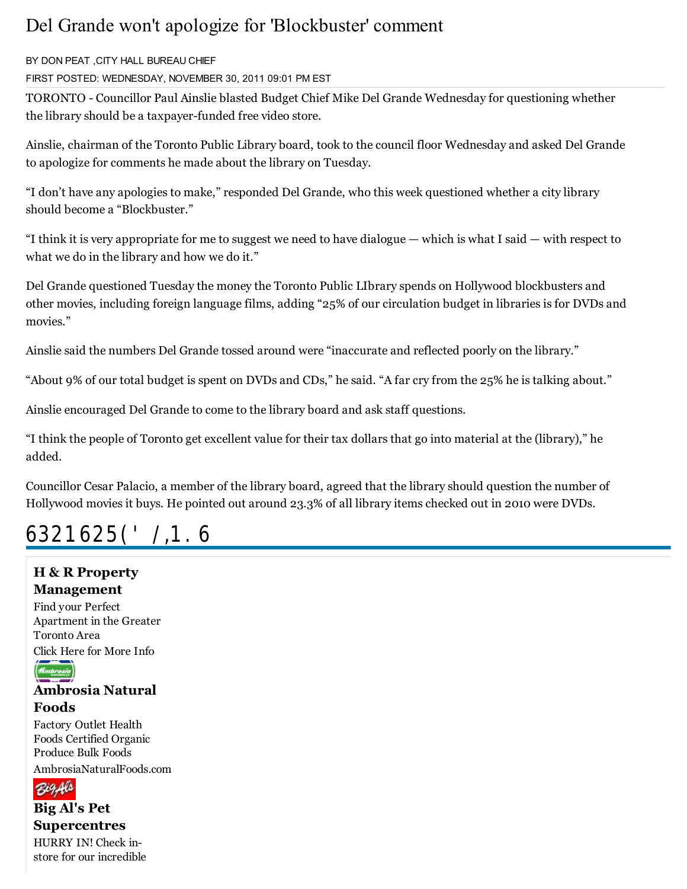# Del Grande won't apologize for 'Blockbuster' comment

BY DON PEAT ,CITY HALL BUREAU CHIEF

FIRST POSTED: WEDNESDAY, NOVEMBER 30, 2011 09:01 PM EST

TORONTO - Councillor Paul Ainslie blasted Budget Chief Mike Del Grande Wednesday for questioning whether the library should be a taxpayer-funded free video store.

Ainslie, chairman of the Toronto Public Library board, took to the council floor Wednesday and asked Del Grande to apologize for comments he made about the library on Tuesday.

“I don’t have any apologies to make,” responded Del Grande, who this week questioned whether a city library should become a “Blockbuster.”

“I think it is very appropriate for me to suggest we need to have dialogue — which is what I said — with respect to what we do in the library and how we do it.”

Del Grande questioned Tuesday the money the Toronto Public LIbrary spends on Hollywood blockbusters and other movies, including foreign language films, adding “25% of our circulation budget in libraries is for DVDs and movies.”

Ainslie said the numbers Del Grande tossed around were “inaccurate and reflected poorly on the library.”

“About 9% of our total budget is spent on DVDs and CDs,” he said. “A far cry from the 25% he is talking about.”

Ainslie encouraged Del Grande to come to the library board and ask staff questions.

“I think the people of Toronto get excellent value for their tax dollars that go into material at the (library),” he added.

Councillor Cesar Palacio, a member of the library board, agreed that the library should question the number of Hollywood movies it buys. He pointed out around 23.3% of all library items checked out in 2010 were DVDs.

## 6321625(' /,1.6

**H & R Property Management**

Find your Perfect Apartment in the Greater Toronto Area

Click Here for More Info

**Ambrosia Natural Foods**

Factory Outlet Health Foods Certified Organic Produce Bulk Foods

AmbrosiaNaturalFoods.com

**Big Al's Pet Supercentres**

HURRY IN! Check in-store for our incredible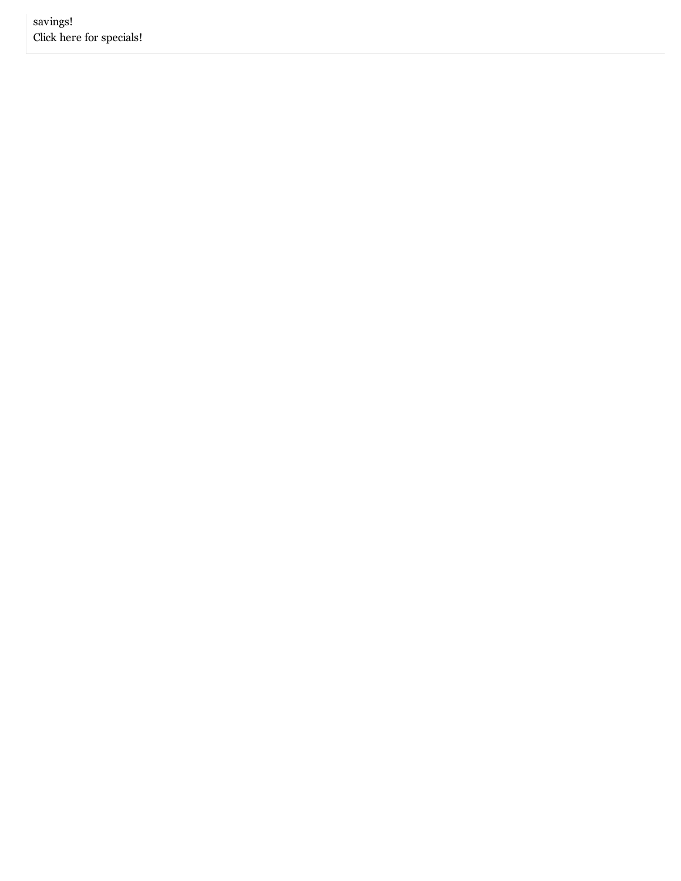savings!
Click here for specials!